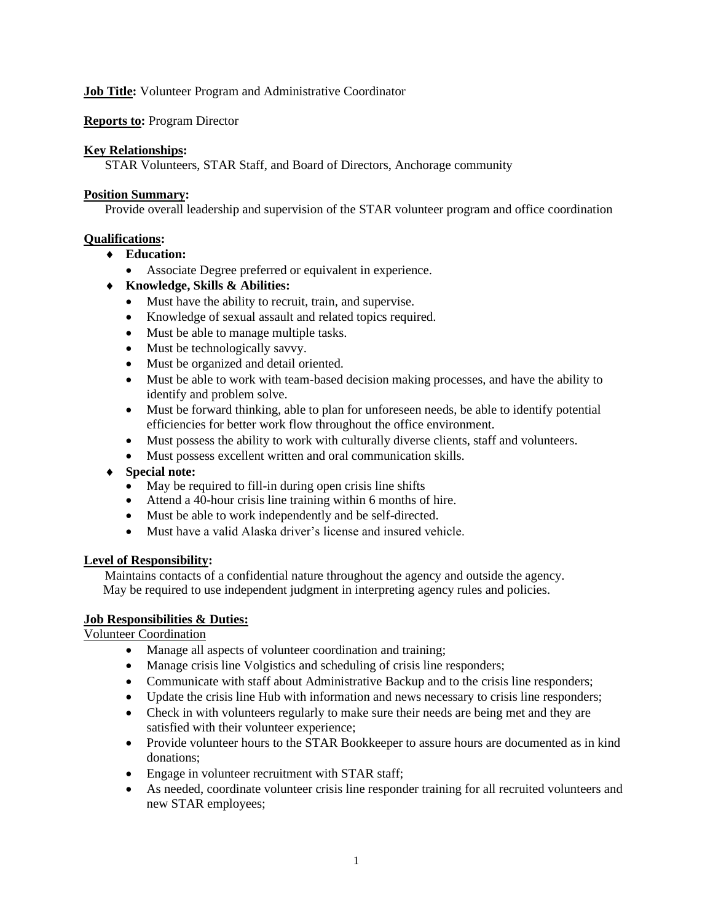**Job Title:** Volunteer Program and Administrative Coordinator

**Reports to:** Program Director

**Key Relationships:**

STAR Volunteers, STAR Staff, and Board of Directors, Anchorage community

**Position Summary:**

Provide overall leadership and supervision of the STAR volunteer program and office coordination

**Qualifications:**

- **Education:**
  - Associate Degree preferred or equivalent in experience.
- **Knowledge, Skills & Abilities:**
  - Must have the ability to recruit, train, and supervise.
  - Knowledge of sexual assault and related topics required.
  - Must be able to manage multiple tasks.
  - Must be technologically savvy.
  - Must be organized and detail oriented.
  - Must be able to work with team-based decision making processes, and have the ability to identify and problem solve.
  - Must be forward thinking, able to plan for unforeseen needs, be able to identify potential efficiencies for better work flow throughout the office environment.
  - Must possess the ability to work with culturally diverse clients, staff and volunteers.
  - Must possess excellent written and oral communication skills.
- **Special note:**
  - May be required to fill-in during open crisis line shifts
  - Attend a 40-hour crisis line training within 6 months of hire.
  - Must be able to work independently and be self-directed.
  - Must have a valid Alaska driver's license and insured vehicle.

**Level of Responsibility:**

Maintains contacts of a confidential nature throughout the agency and outside the agency.
May be required to use independent judgment in interpreting agency rules and policies.

**Job Responsibilities & Duties:**

Volunteer Coordination

- Manage all aspects of volunteer coordination and training;
- Manage crisis line Volgistics and scheduling of crisis line responders;
- Communicate with staff about Administrative Backup and to the crisis line responders;
- Update the crisis line Hub with information and news necessary to crisis line responders;
- Check in with volunteers regularly to make sure their needs are being met and they are satisfied with their volunteer experience;
- Provide volunteer hours to the STAR Bookkeeper to assure hours are documented as in kind donations;
- Engage in volunteer recruitment with STAR staff;
- As needed, coordinate volunteer crisis line responder training for all recruited volunteers and new STAR employees;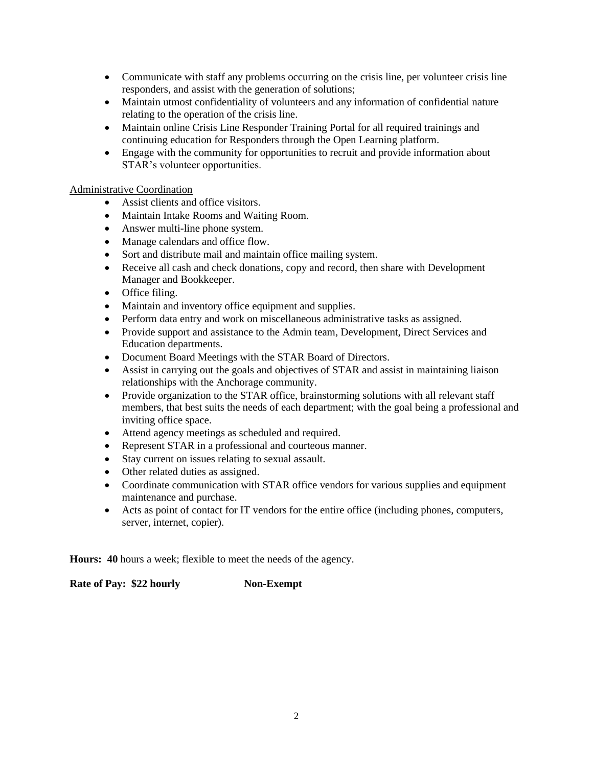- Communicate with staff any problems occurring on the crisis line, per volunteer crisis line responders, and assist with the generation of solutions;
- Maintain utmost confidentiality of volunteers and any information of confidential nature relating to the operation of the crisis line.
- Maintain online Crisis Line Responder Training Portal for all required trainings and continuing education for Responders through the Open Learning platform.
- Engage with the community for opportunities to recruit and provide information about STAR's volunteer opportunities.

<u>Administrative Coordination</u>

- Assist clients and office visitors.
- Maintain Intake Rooms and Waiting Room.
- Answer multi-line phone system.
- Manage calendars and office flow.
- Sort and distribute mail and maintain office mailing system.
- Receive all cash and check donations, copy and record, then share with Development Manager and Bookkeeper.
- Office filing.
- Maintain and inventory office equipment and supplies.
- Perform data entry and work on miscellaneous administrative tasks as assigned.
- Provide support and assistance to the Admin team, Development, Direct Services and Education departments.
- Document Board Meetings with the STAR Board of Directors.
- Assist in carrying out the goals and objectives of STAR and assist in maintaining liaison relationships with the Anchorage community.
- Provide organization to the STAR office, brainstorming solutions with all relevant staff members, that best suits the needs of each department; with the goal being a professional and inviting office space.
- Attend agency meetings as scheduled and required.
- Represent STAR in a professional and courteous manner.
- Stay current on issues relating to sexual assault.
- Other related duties as assigned.
- Coordinate communication with STAR office vendors for various supplies and equipment maintenance and purchase.
- Acts as point of contact for IT vendors for the entire office (including phones, computers, server, internet, copier).

**Hours: 40** hours a week; flexible to meet the needs of the agency.

**Rate of Pay: $22 hourly** **Non-Exempt**